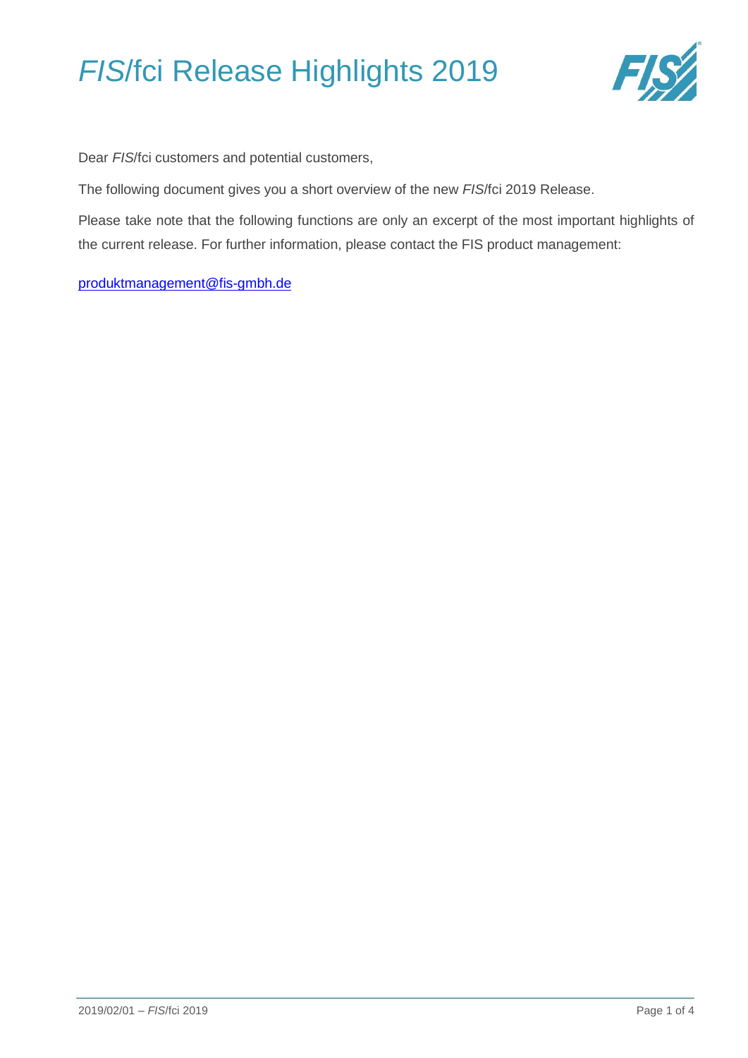# *FIS*/fci Release Highlights 2019

Dear *FIS*/fci customers and potential customers,

The following document gives you a short overview of the new *FIS*/fci 2019 Release.

Please take note that the following functions are only an excerpt of the most important highlights of the current release. For further information, please contact the FIS product management:

[produktmanagement@fis-gmbh.de](mailto:produktmanagement@fis-gmbh.de)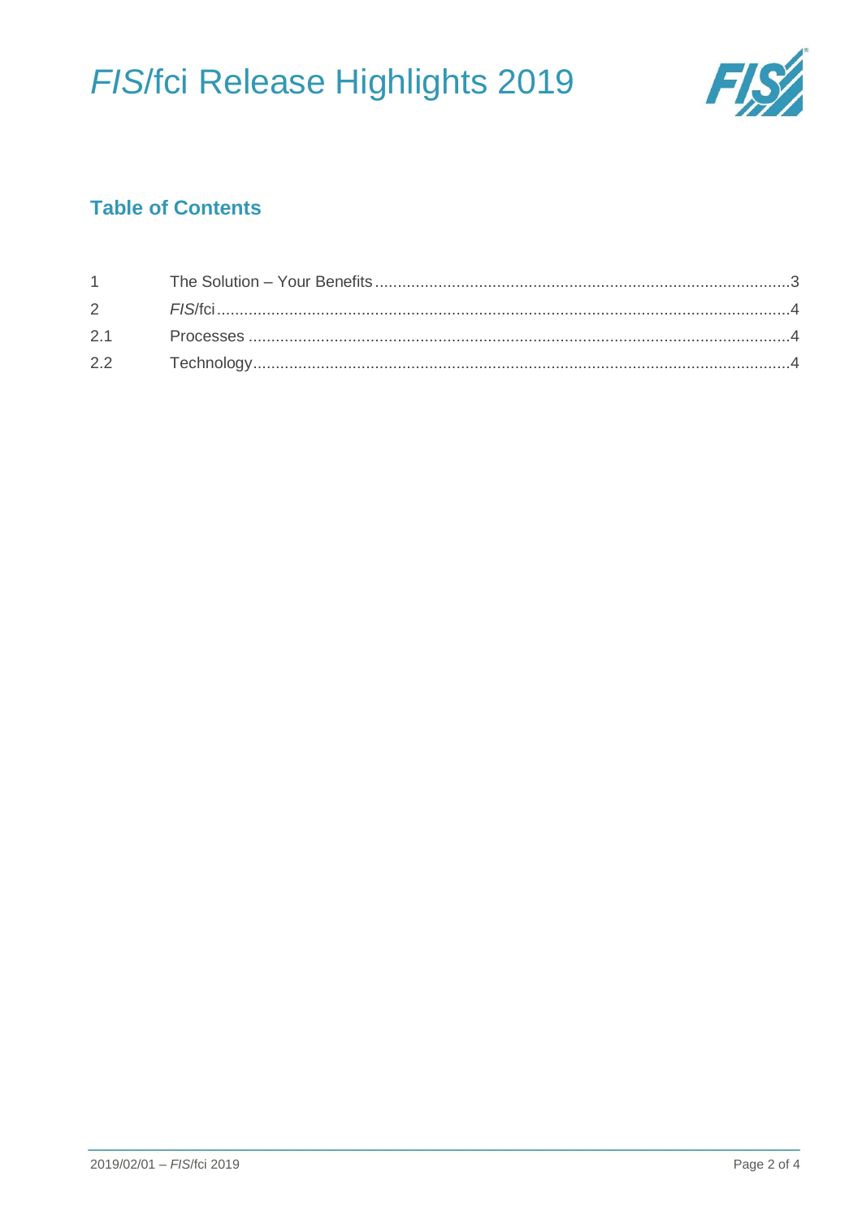## Table of Contents

| | | |
|---|---|---|
| 1 | The Solution – Your Benefits | 3 |
| 2 | *FIS*/fci | 4 |
| 2.1 | Processes | 4 |
| 2.2 | Technology | 4 |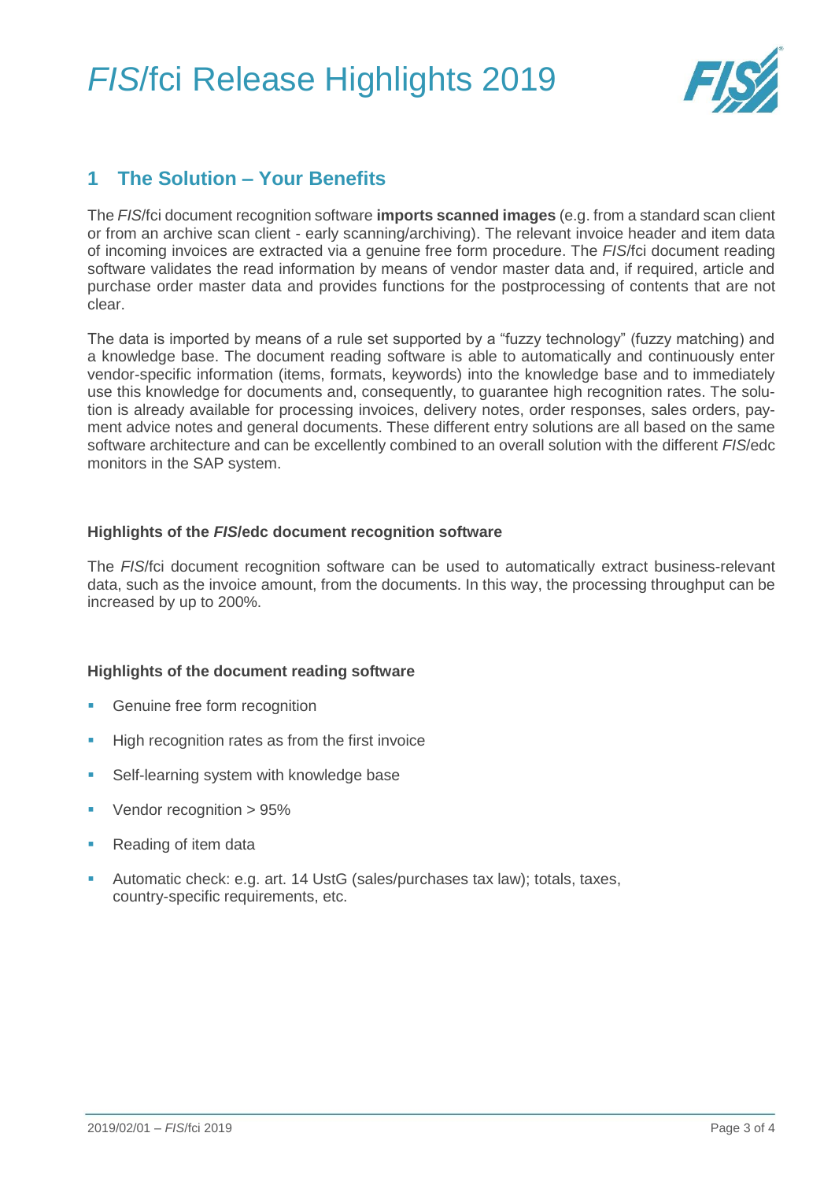## 1 The Solution – Your Benefits

The *FIS*/fci document recognition software **imports scanned images** (e.g. from a standard scan client or from an archive scan client - early scanning/archiving). The relevant invoice header and item data of incoming invoices are extracted via a genuine free form procedure. The *FIS*/fci document reading software validates the read information by means of vendor master data and, if required, article and purchase order master data and provides functions for the postprocessing of contents that are not clear.

The data is imported by means of a rule set supported by a "fuzzy technology" (fuzzy matching) and a knowledge base. The document reading software is able to automatically and continuously enter vendor-specific information (items, formats, keywords) into the knowledge base and to immediately use this knowledge for documents and, consequently, to guarantee high recognition rates. The solution is already available for processing invoices, delivery notes, order responses, sales orders, payment advice notes and general documents. These different entry solutions are all based on the same software architecture and can be excellently combined to an overall solution with the different *FIS*/edc monitors in the SAP system.

#### Highlights of the *FIS*/edc document recognition software

The *FIS*/fci document recognition software can be used to automatically extract business-relevant data, such as the invoice amount, from the documents. In this way, the processing throughput can be increased by up to 200%.

#### Highlights of the document reading software

- Genuine free form recognition
- High recognition rates as from the first invoice
- Self-learning system with knowledge base
- Vendor recognition > 95%
- Reading of item data
- Automatic check: e.g. art. 14 UstG (sales/purchases tax law); totals, taxes, country-specific requirements, etc.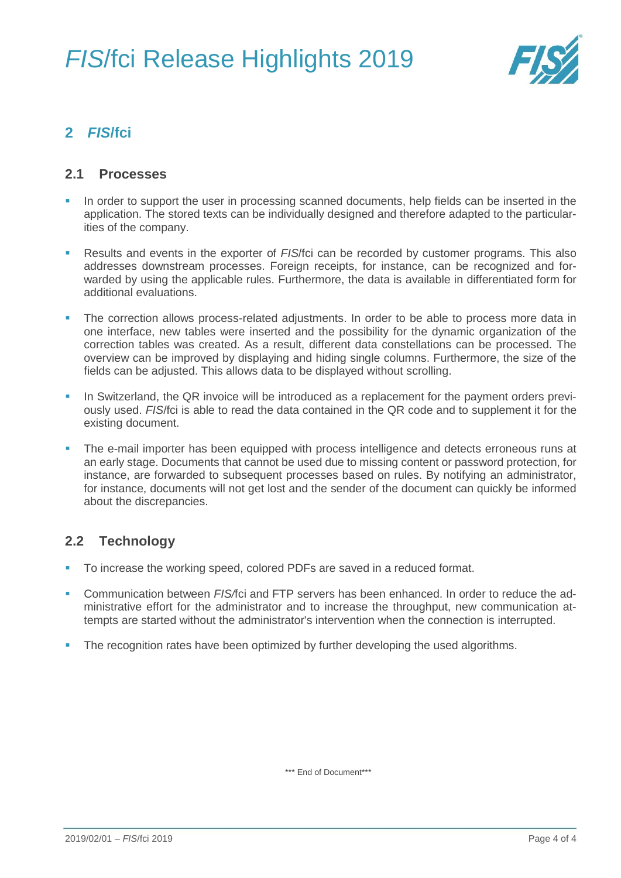## 2 *FIS*/fci

### 2.1 Processes

- In order to support the user in processing scanned documents, help fields can be inserted in the application. The stored texts can be individually designed and therefore adapted to the particularities of the company.
- Results and events in the exporter of *FIS*/fci can be recorded by customer programs. This also addresses downstream processes. Foreign receipts, for instance, can be recognized and forwarded by using the applicable rules. Furthermore, the data is available in differentiated form for additional evaluations.
- The correction allows process-related adjustments. In order to be able to process more data in one interface, new tables were inserted and the possibility for the dynamic organization of the correction tables was created. As a result, different data constellations can be processed. The overview can be improved by displaying and hiding single columns. Furthermore, the size of the fields can be adjusted. This allows data to be displayed without scrolling.
- In Switzerland, the QR invoice will be introduced as a replacement for the payment orders previously used. *FIS*/fci is able to read the data contained in the QR code and to supplement it for the existing document.
- The e-mail importer has been equipped with process intelligence and detects erroneous runs at an early stage. Documents that cannot be used due to missing content or password protection, for instance, are forwarded to subsequent processes based on rules. By notifying an administrator, for instance, documents will not get lost and the sender of the document can quickly be informed about the discrepancies.

### 2.2 Technology

- To increase the working speed, colored PDFs are saved in a reduced format.
- Communication between *FIS*/fci and FTP servers has been enhanced. In order to reduce the administrative effort for the administrator and to increase the throughput, new communication attempts are started without the administrator's intervention when the connection is interrupted.
- The recognition rates have been optimized by further developing the used algorithms.

*** End of Document***